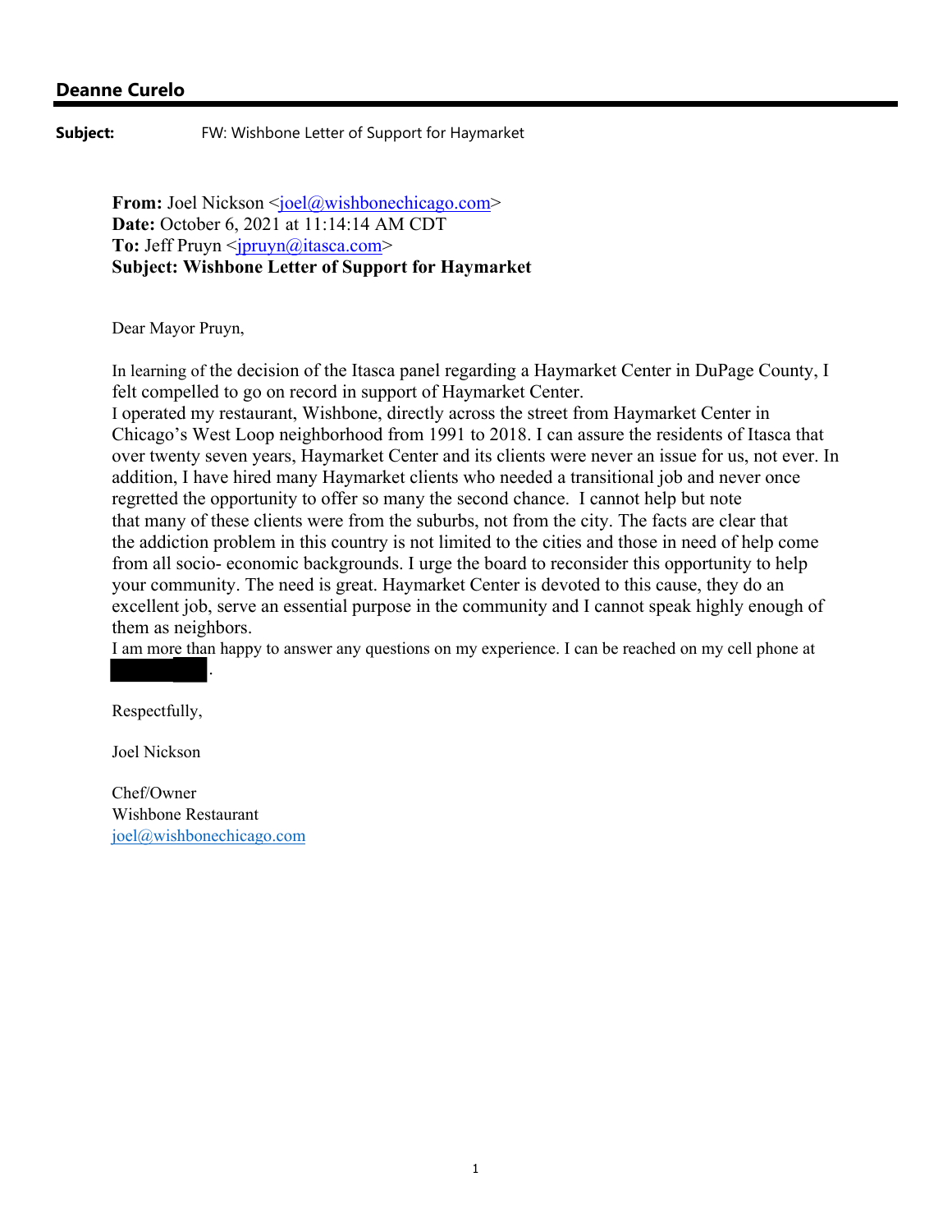## Deanne Curelo

**Subject:** FW: Wishbone Letter of Support for Haymarket

**From:** Joel Nickson <joel@wishbonechicago.com>
**Date:** October 6, 2021 at 11:14:14 AM CDT
**To:** Jeff Pruyn <jpruyn@itasca.com>
**Subject: Wishbone Letter of Support for Haymarket**

Dear Mayor Pruyn,

In learning of the decision of the Itasca panel regarding a Haymarket Center in DuPage County, I felt compelled to go on record in support of Haymarket Center.
I operated my restaurant, Wishbone, directly across the street from Haymarket Center in Chicago's West Loop neighborhood from 1991 to 2018. I can assure the residents of Itasca that over twenty seven years, Haymarket Center and its clients were never an issue for us, not ever. In addition, I have hired many Haymarket clients who needed a transitional job and never once regretted the opportunity to offer so many the second chance. I cannot help but note that many of these clients were from the suburbs, not from the city. The facts are clear that the addiction problem in this country is not limited to the cities and those in need of help come from all socio- economic backgrounds. I urge the board to reconsider this opportunity to help your community. The need is great. Haymarket Center is devoted to this cause, they do an excellent job, serve an essential purpose in the community and I cannot speak highly enough of them as neighbors.
I am more than happy to answer any questions on my experience. I can be reached on my cell phone at [REDACTED].

Respectfully,

Joel Nickson

Chef/Owner
Wishbone Restaurant
joel@wishbonechicago.com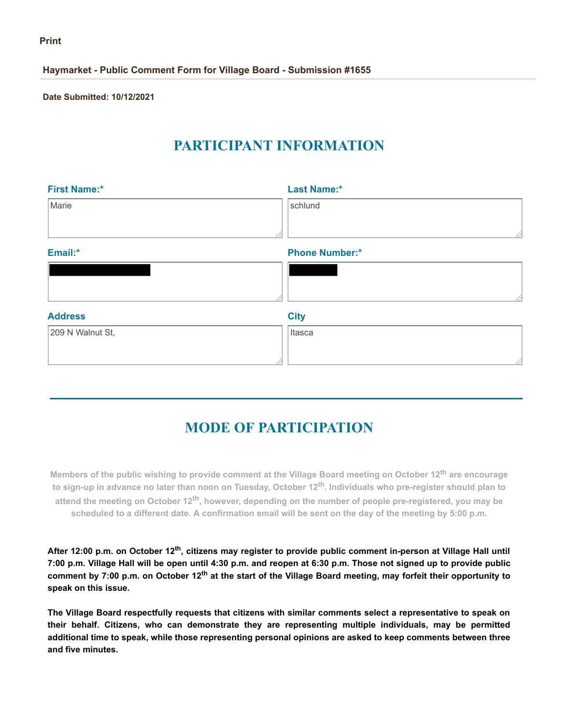Print

**Haymarket - Public Comment Form for Village Board - Submission #1655**

**Date Submitted: 10/12/2021**

# PARTICIPANT INFORMATION

**First Name:***

Marie

**Last Name:***

schlund

**Email:***

[redacted]

**Phone Number:***

[redacted]

**Address**

209 N Walnut St,

**City**

Itasca

# MODE OF PARTICIPATION

**Members of the public wishing to provide comment at the Village Board meeting on October 12th are encourage to sign-up in advance no later than noon on Tuesday, October 12th. Individuals who pre-register should plan to attend the meeting on October 12th, however, depending on the number of people pre-registered, you may be scheduled to a different date. A confirmation email will be sent on the day of the meeting by 5:00 p.m.**

**After 12:00 p.m. on October 12th, citizens may register to provide public comment in-person at Village Hall until 7:00 p.m. Village Hall will be open until 4:30 p.m. and reopen at 6:30 p.m. Those not signed up to provide public comment by 7:00 p.m. on October 12th at the start of the Village Board meeting, may forfeit their opportunity to speak on this issue.**

**The Village Board respectfully requests that citizens with similar comments select a representative to speak on their behalf. Citizens, who can demonstrate they are representing multiple individuals, may be permitted additional time to speak, while those representing personal opinions are asked to keep comments between three and five minutes.**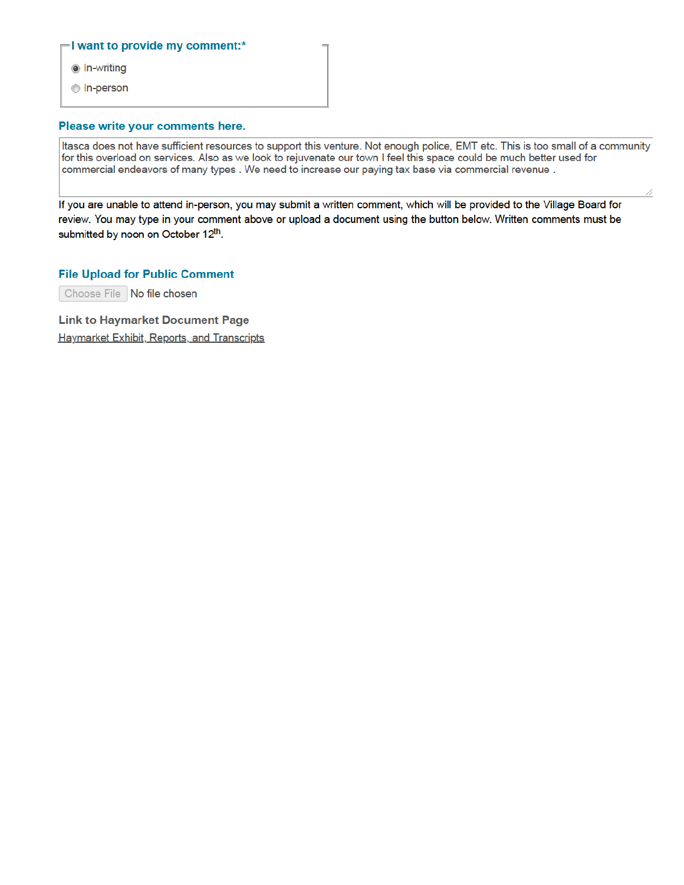**I want to provide my comment:***

- (●) In-writing
- ( ) In-person

**Please write your comments here.**

Itasca does not have sufficient resources to support this venture. Not enough police, EMT etc. This is too small of a community for this overload on services. Also as we look to rejuvenate our town I feel this space could be much better used for commercial endeavors of many types . We need to increase our paying tax base via commercial revenue .

If you are unable to attend in-person, you may submit a written comment, which will be provided to the Village Board for review. You may type in your comment above or upload a document using the button below. Written comments must be submitted by noon on October 12th.

**File Upload for Public Comment**

Choose File No file chosen

**Link to Haymarket Document Page**

Haymarket Exhibit, Reports, and Transcripts